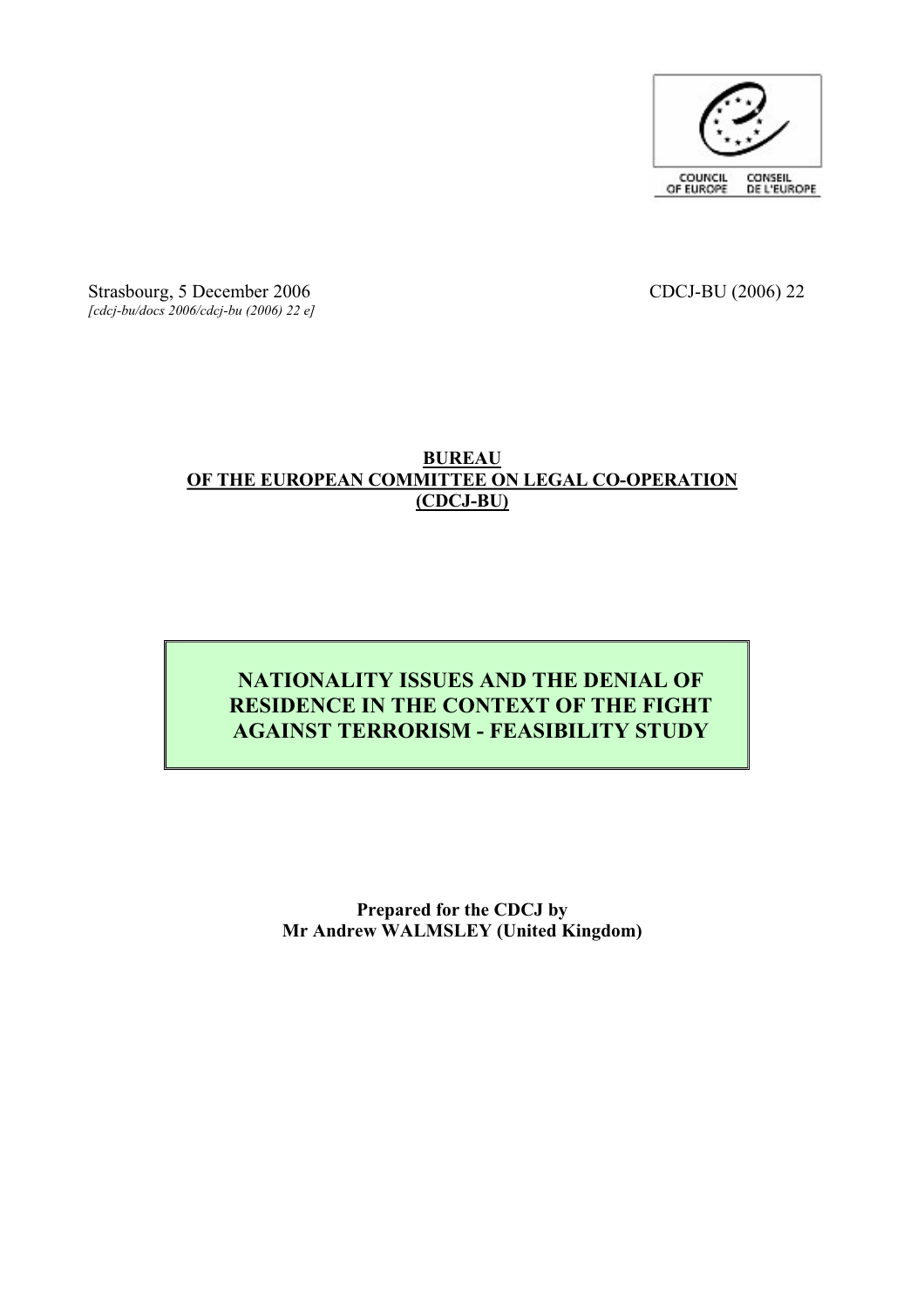COUNCIL OF EUROPE CONSEIL DE L'EUROPE

Strasbourg, 5 December 2006 CDCJ-BU (2006) 22

*[cdcj-bu/docs 2006/cdcj-bu (2006) 22 e]*

**BUREAU**
**OF THE EUROPEAN COMMITTEE ON LEGAL CO-OPERATION**
**(CDCJ-BU)**

# NATIONALITY ISSUES AND THE DENIAL OF RESIDENCE IN THE CONTEXT OF THE FIGHT AGAINST TERRORISM - FEASIBILITY STUDY

**Prepared for the CDCJ by**
**Mr Andrew WALMSLEY (United Kingdom)**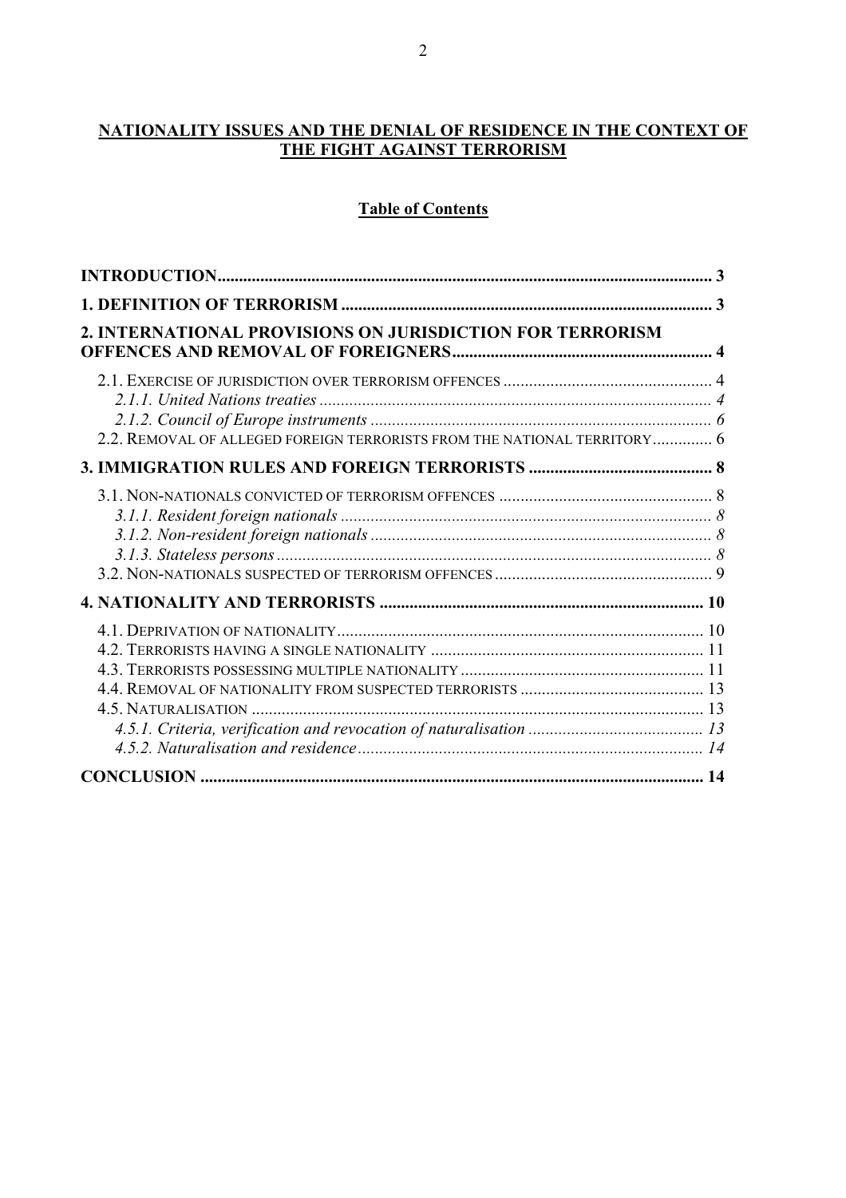# NATIONALITY ISSUES AND THE DENIAL OF RESIDENCE IN THE CONTEXT OF THE FIGHT AGAINST TERRORISM

## Table of Contents

**INTRODUCTION** ..... 3

**1. DEFINITION OF TERRORISM** ..... 3

**2. INTERNATIONAL PROVISIONS ON JURISDICTION FOR TERRORISM OFFENCES AND REMOVAL OF FOREIGNERS** ..... 4

- 2.1. Exercise of jurisdiction over terrorism offences ..... 4
  - *2.1.1. United Nations treaties* ..... *4*
  - *2.1.2. Council of Europe instruments* ..... *6*
- 2.2. Removal of alleged foreign terrorists from the national territory ..... 6

**3. IMMIGRATION RULES AND FOREIGN TERRORISTS** ..... 8

- 3.1. Non-nationals convicted of terrorism offences ..... 8
  - *3.1.1. Resident foreign nationals* ..... *8*
  - *3.1.2. Non-resident foreign nationals* ..... *8*
  - *3.1.3. Stateless persons* ..... *8*
- 3.2. Non-nationals suspected of terrorism offences ..... 9

**4. NATIONALITY AND TERRORISTS** ..... 10

- 4.1. Deprivation of nationality ..... 10
- 4.2. Terrorists having a single nationality ..... 11
- 4.3. Terrorists possessing multiple nationality ..... 11
- 4.4. Removal of nationality from suspected terrorists ..... 13
- 4.5. Naturalisation ..... 13
  - *4.5.1. Criteria, verification and revocation of naturalisation* ..... *13*
  - *4.5.2. Naturalisation and residence* ..... *14*

**CONCLUSION** ..... 14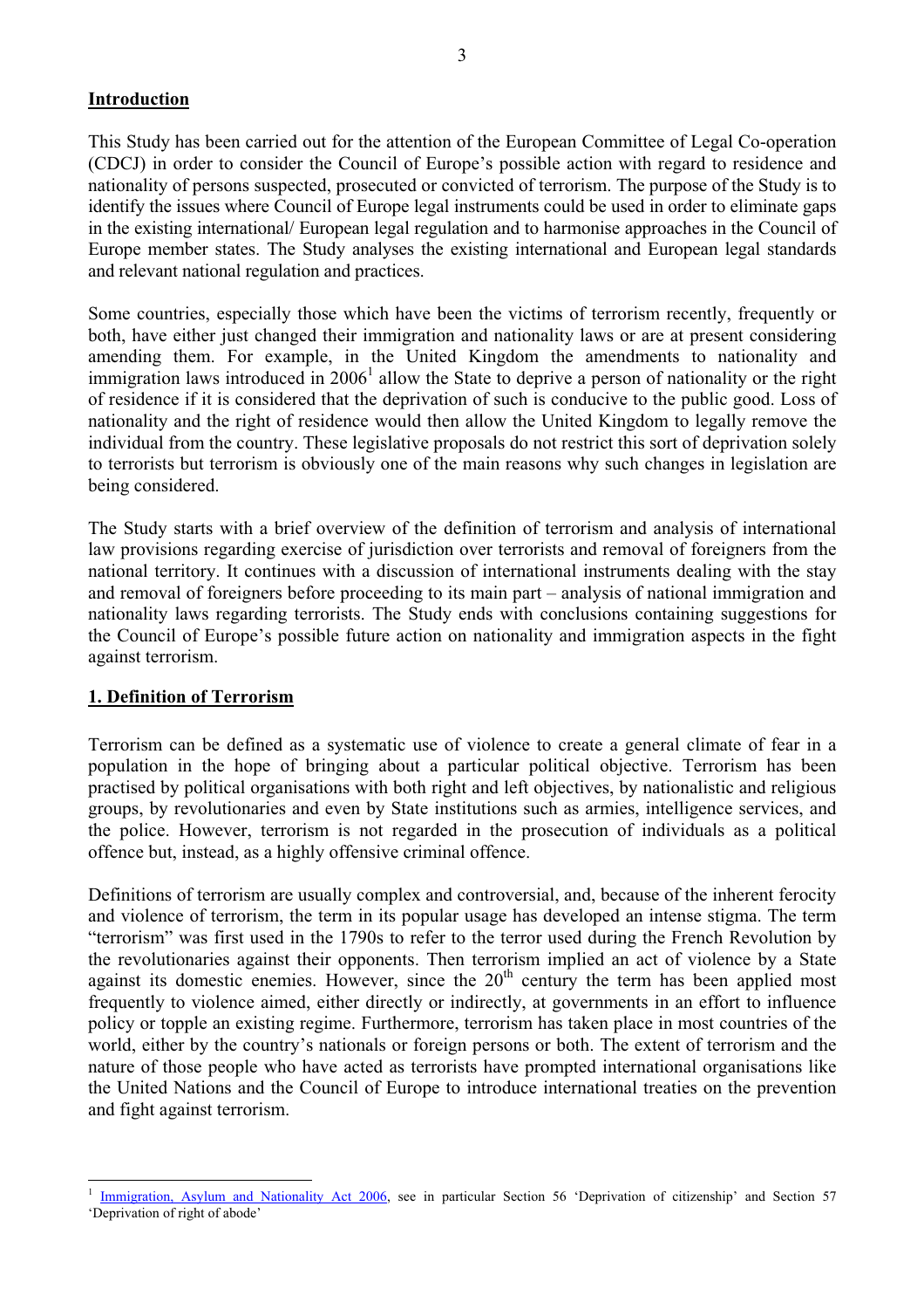## Introduction

This Study has been carried out for the attention of the European Committee of Legal Co-operation (CDCJ) in order to consider the Council of Europe's possible action with regard to residence and nationality of persons suspected, prosecuted or convicted of terrorism. The purpose of the Study is to identify the issues where Council of Europe legal instruments could be used in order to eliminate gaps in the existing international/ European legal regulation and to harmonise approaches in the Council of Europe member states. The Study analyses the existing international and European legal standards and relevant national regulation and practices.

Some countries, especially those which have been the victims of terrorism recently, frequently or both, have either just changed their immigration and nationality laws or are at present considering amending them. For example, in the United Kingdom the amendments to nationality and immigration laws introduced in 2006[1] allow the State to deprive a person of nationality or the right of residence if it is considered that the deprivation of such is conducive to the public good. Loss of nationality and the right of residence would then allow the United Kingdom to legally remove the individual from the country. These legislative proposals do not restrict this sort of deprivation solely to terrorists but terrorism is obviously one of the main reasons why such changes in legislation are being considered.

The Study starts with a brief overview of the definition of terrorism and analysis of international law provisions regarding exercise of jurisdiction over terrorists and removal of foreigners from the national territory. It continues with a discussion of international instruments dealing with the stay and removal of foreigners before proceeding to its main part – analysis of national immigration and nationality laws regarding terrorists. The Study ends with conclusions containing suggestions for the Council of Europe's possible future action on nationality and immigration aspects in the fight against terrorism.

## 1. Definition of Terrorism

Terrorism can be defined as a systematic use of violence to create a general climate of fear in a population in the hope of bringing about a particular political objective. Terrorism has been practised by political organisations with both right and left objectives, by nationalistic and religious groups, by revolutionaries and even by State institutions such as armies, intelligence services, and the police. However, terrorism is not regarded in the prosecution of individuals as a political offence but, instead, as a highly offensive criminal offence.

Definitions of terrorism are usually complex and controversial, and, because of the inherent ferocity and violence of terrorism, the term in its popular usage has developed an intense stigma. The term "terrorism" was first used in the 1790s to refer to the terror used during the French Revolution by the revolutionaries against their opponents. Then terrorism implied an act of violence by a State against its domestic enemies. However, since the 20th century the term has been applied most frequently to violence aimed, either directly or indirectly, at governments in an effort to influence policy or topple an existing regime. Furthermore, terrorism has taken place in most countries of the world, either by the country's nationals or foreign persons or both. The extent of terrorism and the nature of those people who have acted as terrorists have prompted international organisations like the United Nations and the Council of Europe to introduce international treaties on the prevention and fight against terrorism.

---

[1] Immigration, Asylum and Nationality Act 2006, see in particular Section 56 'Deprivation of citizenship' and Section 57 'Deprivation of right of abode'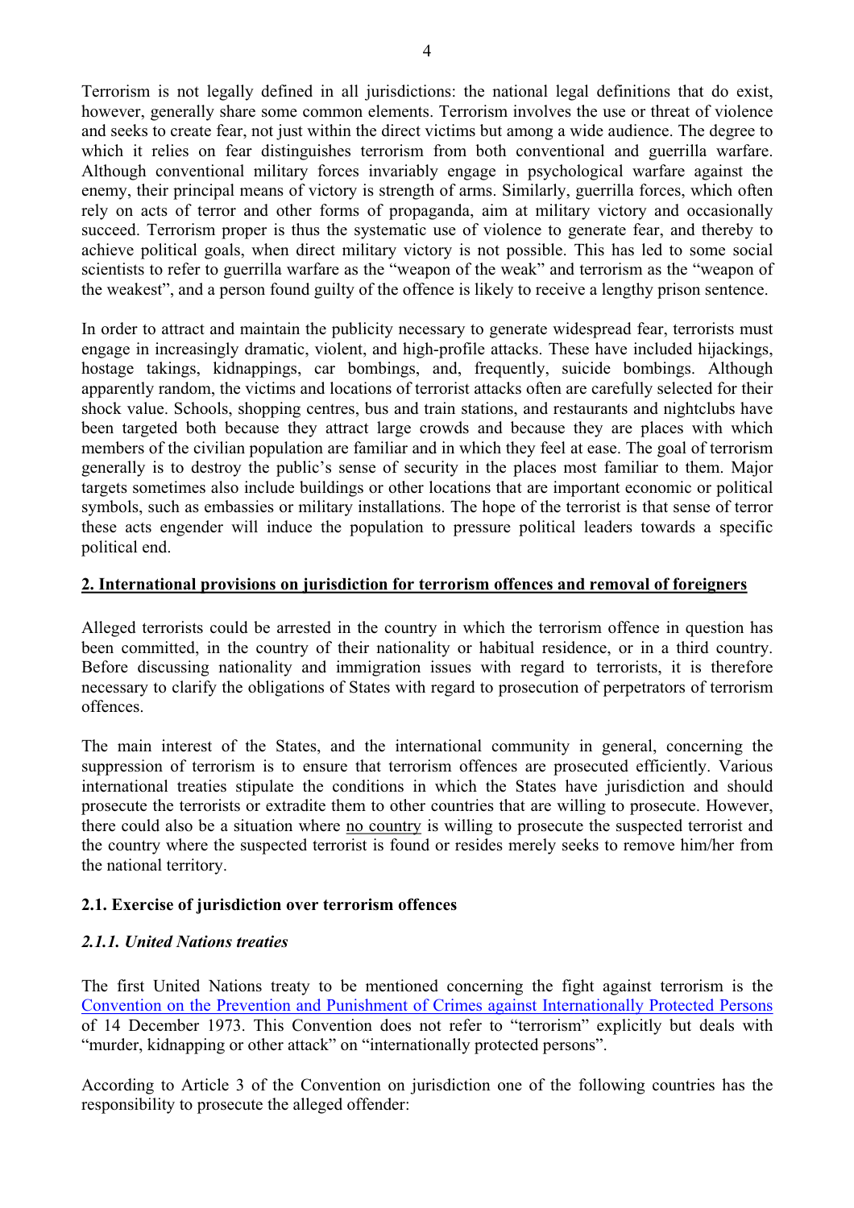Terrorism is not legally defined in all jurisdictions: the national legal definitions that do exist, however, generally share some common elements. Terrorism involves the use or threat of violence and seeks to create fear, not just within the direct victims but among a wide audience. The degree to which it relies on fear distinguishes terrorism from both conventional and guerrilla warfare. Although conventional military forces invariably engage in psychological warfare against the enemy, their principal means of victory is strength of arms. Similarly, guerrilla forces, which often rely on acts of terror and other forms of propaganda, aim at military victory and occasionally succeed. Terrorism proper is thus the systematic use of violence to generate fear, and thereby to achieve political goals, when direct military victory is not possible. This has led to some social scientists to refer to guerrilla warfare as the "weapon of the weak" and terrorism as the "weapon of the weakest", and a person found guilty of the offence is likely to receive a lengthy prison sentence.

In order to attract and maintain the publicity necessary to generate widespread fear, terrorists must engage in increasingly dramatic, violent, and high-profile attacks. These have included hijackings, hostage takings, kidnappings, car bombings, and, frequently, suicide bombings. Although apparently random, the victims and locations of terrorist attacks often are carefully selected for their shock value. Schools, shopping centres, bus and train stations, and restaurants and nightclubs have been targeted both because they attract large crowds and because they are places with which members of the civilian population are familiar and in which they feel at ease. The goal of terrorism generally is to destroy the public's sense of security in the places most familiar to them. Major targets sometimes also include buildings or other locations that are important economic or political symbols, such as embassies or military installations. The hope of the terrorist is that sense of terror these acts engender will induce the population to pressure political leaders towards a specific political end.

## 2. International provisions on jurisdiction for terrorism offences and removal of foreigners

Alleged terrorists could be arrested in the country in which the terrorism offence in question has been committed, in the country of their nationality or habitual residence, or in a third country. Before discussing nationality and immigration issues with regard to terrorists, it is therefore necessary to clarify the obligations of States with regard to prosecution of perpetrators of terrorism offences.

The main interest of the States, and the international community in general, concerning the suppression of terrorism is to ensure that terrorism offences are prosecuted efficiently. Various international treaties stipulate the conditions in which the States have jurisdiction and should prosecute the terrorists or extradite them to other countries that are willing to prosecute. However, there could also be a situation where no country is willing to prosecute the suspected terrorist and the country where the suspected terrorist is found or resides merely seeks to remove him/her from the national territory.

### 2.1. Exercise of jurisdiction over terrorism offences

#### *2.1.1. United Nations treaties*

The first United Nations treaty to be mentioned concerning the fight against terrorism is the Convention on the Prevention and Punishment of Crimes against Internationally Protected Persons of 14 December 1973. This Convention does not refer to "terrorism" explicitly but deals with "murder, kidnapping or other attack" on "internationally protected persons".

According to Article 3 of the Convention on jurisdiction one of the following countries has the responsibility to prosecute the alleged offender: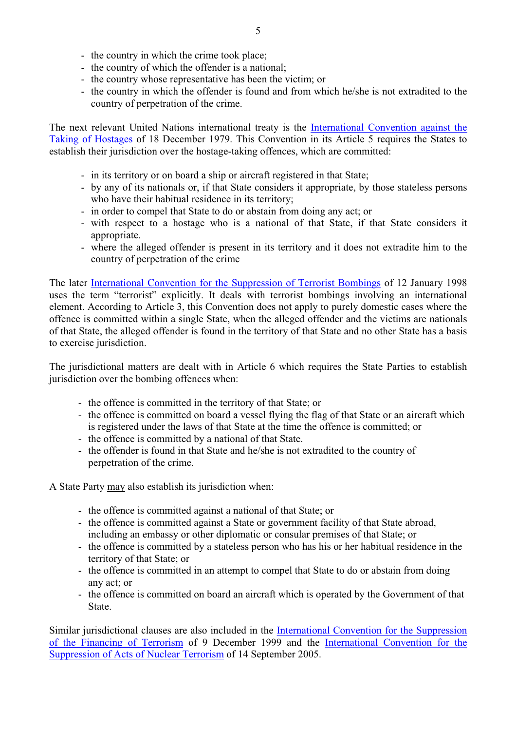- the country in which the crime took place;
- the country of which the offender is a national;
- the country whose representative has been the victim; or
- the country in which the offender is found and from which he/she is not extradited to the country of perpetration of the crime.

The next relevant United Nations international treaty is the International Convention against the Taking of Hostages of 18 December 1979. This Convention in its Article 5 requires the States to establish their jurisdiction over the hostage-taking offences, which are committed:

- in its territory or on board a ship or aircraft registered in that State;
- by any of its nationals or, if that State considers it appropriate, by those stateless persons who have their habitual residence in its territory;
- in order to compel that State to do or abstain from doing any act; or
- with respect to a hostage who is a national of that State, if that State considers it appropriate.
- where the alleged offender is present in its territory and it does not extradite him to the country of perpetration of the crime

The later International Convention for the Suppression of Terrorist Bombings of 12 January 1998 uses the term "terrorist" explicitly. It deals with terrorist bombings involving an international element. According to Article 3, this Convention does not apply to purely domestic cases where the offence is committed within a single State, when the alleged offender and the victims are nationals of that State, the alleged offender is found in the territory of that State and no other State has a basis to exercise jurisdiction.

The jurisdictional matters are dealt with in Article 6 which requires the State Parties to establish jurisdiction over the bombing offences when:

- the offence is committed in the territory of that State; or
- the offence is committed on board a vessel flying the flag of that State or an aircraft which is registered under the laws of that State at the time the offence is committed; or
- the offence is committed by a national of that State.
- the offender is found in that State and he/she is not extradited to the country of perpetration of the crime.

A State Party may also establish its jurisdiction when:

- the offence is committed against a national of that State; or
- the offence is committed against a State or government facility of that State abroad, including an embassy or other diplomatic or consular premises of that State; or
- the offence is committed by a stateless person who has his or her habitual residence in the territory of that State; or
- the offence is committed in an attempt to compel that State to do or abstain from doing any act; or
- the offence is committed on board an aircraft which is operated by the Government of that State.

Similar jurisdictional clauses are also included in the International Convention for the Suppression of the Financing of Terrorism of 9 December 1999 and the International Convention for the Suppression of Acts of Nuclear Terrorism of 14 September 2005.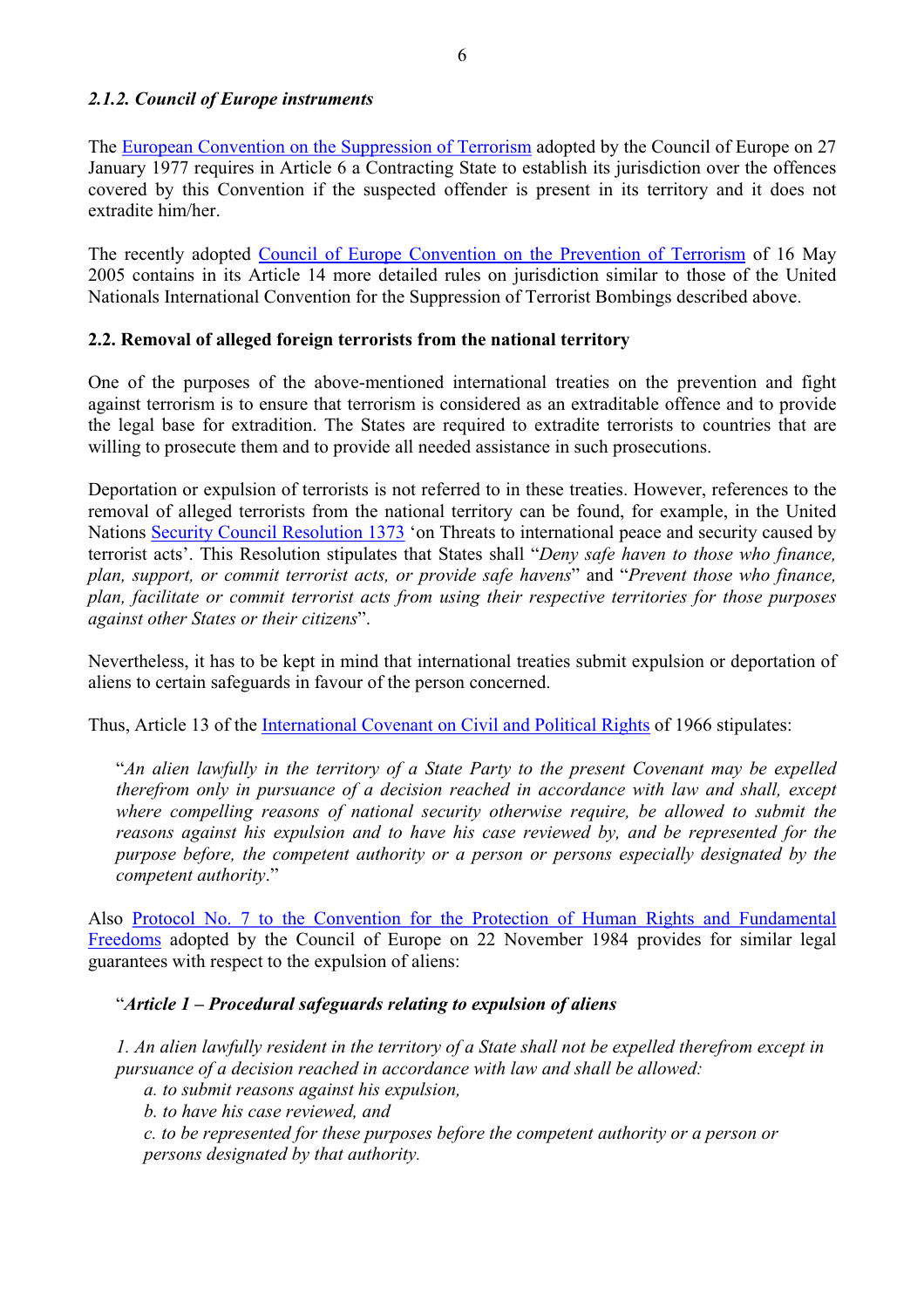### *2.1.2. Council of Europe instruments*

The European Convention on the Suppression of Terrorism adopted by the Council of Europe on 27 January 1977 requires in Article 6 a Contracting State to establish its jurisdiction over the offences covered by this Convention if the suspected offender is present in its territory and it does not extradite him/her.

The recently adopted Council of Europe Convention on the Prevention of Terrorism of 16 May 2005 contains in its Article 14 more detailed rules on jurisdiction similar to those of the United Nationals International Convention for the Suppression of Terrorist Bombings described above.

## 2.2. Removal of alleged foreign terrorists from the national territory

One of the purposes of the above-mentioned international treaties on the prevention and fight against terrorism is to ensure that terrorism is considered as an extraditable offence and to provide the legal base for extradition. The States are required to extradite terrorists to countries that are willing to prosecute them and to provide all needed assistance in such prosecutions.

Deportation or expulsion of terrorists is not referred to in these treaties. However, references to the removal of alleged terrorists from the national territory can be found, for example, in the United Nations Security Council Resolution 1373 'on Threats to international peace and security caused by terrorist acts'. This Resolution stipulates that States shall "*Deny safe haven to those who finance, plan, support, or commit terrorist acts, or provide safe havens*" and "*Prevent those who finance, plan, facilitate or commit terrorist acts from using their respective territories for those purposes against other States or their citizens*".

Nevertheless, it has to be kept in mind that international treaties submit expulsion or deportation of aliens to certain safeguards in favour of the person concerned.

Thus, Article 13 of the International Covenant on Civil and Political Rights of 1966 stipulates:

> "*An alien lawfully in the territory of a State Party to the present Covenant may be expelled therefrom only in pursuance of a decision reached in accordance with law and shall, except where compelling reasons of national security otherwise require, be allowed to submit the reasons against his expulsion and to have his case reviewed by, and be represented for the purpose before, the competent authority or a person or persons especially designated by the competent authority*."

Also Protocol No. 7 to the Convention for the Protection of Human Rights and Fundamental Freedoms adopted by the Council of Europe on 22 November 1984 provides for similar legal guarantees with respect to the expulsion of aliens:

> "***Article 1 – Procedural safeguards relating to expulsion of aliens***
>
> *1. An alien lawfully resident in the territory of a State shall not be expelled therefrom except in pursuance of a decision reached in accordance with law and shall be allowed:*
>
> *a. to submit reasons against his expulsion,*
>
> *b. to have his case reviewed, and*
>
> *c. to be represented for these purposes before the competent authority or a person or persons designated by that authority.*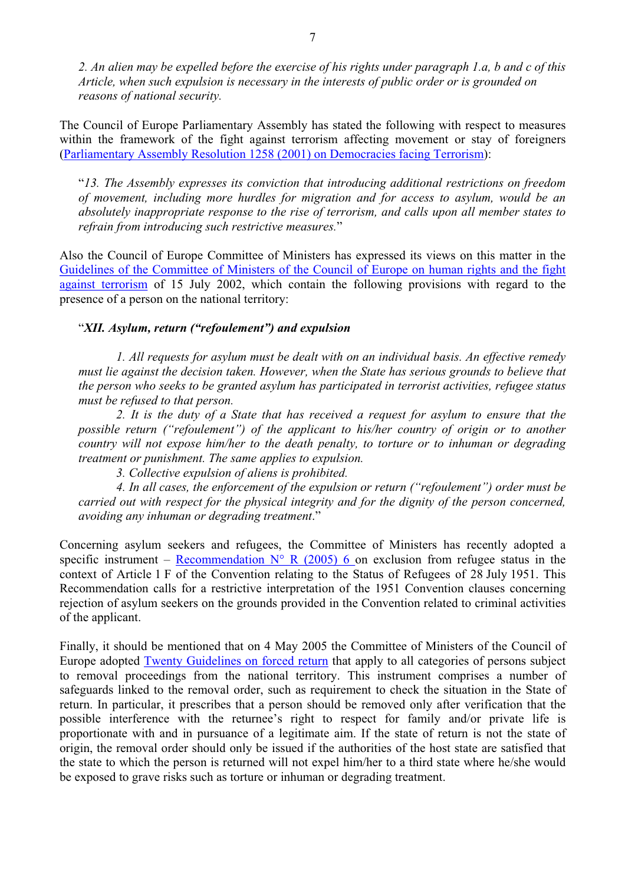*2. An alien may be expelled before the exercise of his rights under paragraph 1.a, b and c of this Article, when such expulsion is necessary in the interests of public order or is grounded on reasons of national security.*

The Council of Europe Parliamentary Assembly has stated the following with respect to measures within the framework of the fight against terrorism affecting movement or stay of foreigners (Parliamentary Assembly Resolution 1258 (2001) on Democracies facing Terrorism):

"*13. The Assembly expresses its conviction that introducing additional restrictions on freedom of movement, including more hurdles for migration and for access to asylum, would be an absolutely inappropriate response to the rise of terrorism, and calls upon all member states to refrain from introducing such restrictive measures.*"

Also the Council of Europe Committee of Ministers has expressed its views on this matter in the Guidelines of the Committee of Ministers of the Council of Europe on human rights and the fight against terrorism of 15 July 2002, which contain the following provisions with regard to the presence of a person on the national territory:

"***XII. Asylum, return ("refoulement") and expulsion***

*1. All requests for asylum must be dealt with on an individual basis. An effective remedy must lie against the decision taken. However, when the State has serious grounds to believe that the person who seeks to be granted asylum has participated in terrorist activities, refugee status must be refused to that person.*

*2. It is the duty of a State that has received a request for asylum to ensure that the possible return ("refoulement") of the applicant to his/her country of origin or to another country will not expose him/her to the death penalty, to torture or to inhuman or degrading treatment or punishment. The same applies to expulsion.*

*3. Collective expulsion of aliens is prohibited.*

*4. In all cases, the enforcement of the expulsion or return ("refoulement") order must be carried out with respect for the physical integrity and for the dignity of the person concerned, avoiding any inhuman or degrading treatment*."

Concerning asylum seekers and refugees, the Committee of Ministers has recently adopted a specific instrument – Recommendation N° R (2005) 6 on exclusion from refugee status in the context of Article 1 F of the Convention relating to the Status of Refugees of 28 July 1951. This Recommendation calls for a restrictive interpretation of the 1951 Convention clauses concerning rejection of asylum seekers on the grounds provided in the Convention related to criminal activities of the applicant.

Finally, it should be mentioned that on 4 May 2005 the Committee of Ministers of the Council of Europe adopted Twenty Guidelines on forced return that apply to all categories of persons subject to removal proceedings from the national territory. This instrument comprises a number of safeguards linked to the removal order, such as requirement to check the situation in the State of return. In particular, it prescribes that a person should be removed only after verification that the possible interference with the returnee's right to respect for family and/or private life is proportionate with and in pursuance of a legitimate aim. If the state of return is not the state of origin, the removal order should only be issued if the authorities of the host state are satisfied that the state to which the person is returned will not expel him/her to a third state where he/she would be exposed to grave risks such as torture or inhuman or degrading treatment.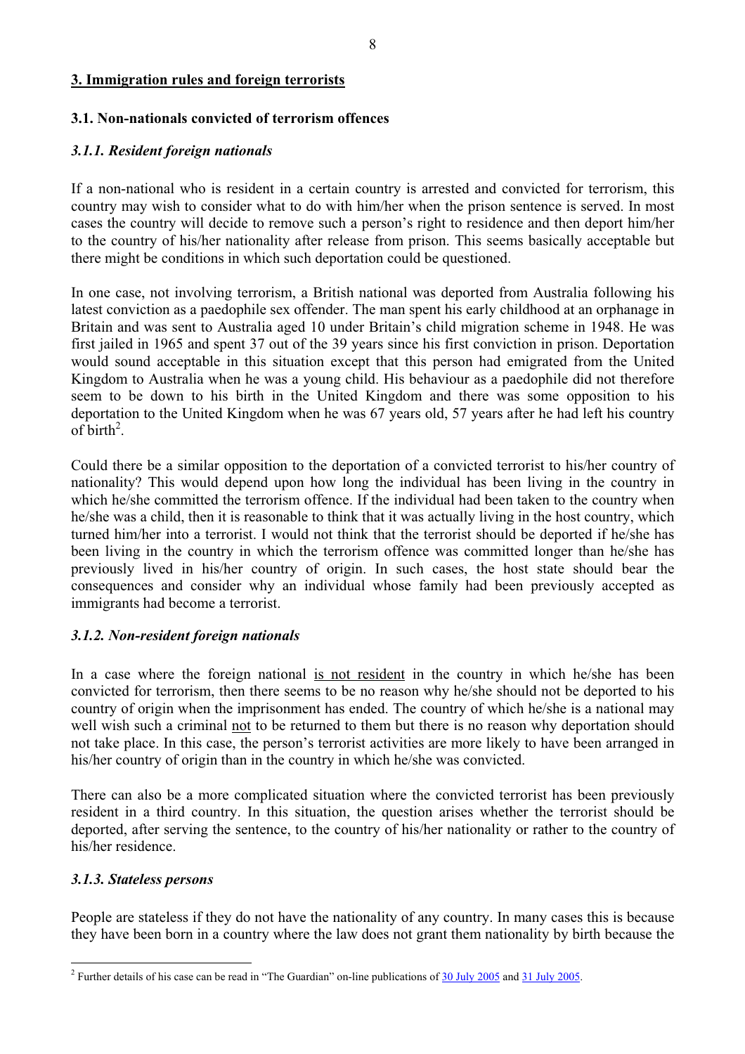## 3. Immigration rules and foreign terrorists

### 3.1. Non-nationals convicted of terrorism offences

#### *3.1.1. Resident foreign nationals*

If a non-national who is resident in a certain country is arrested and convicted for terrorism, this country may wish to consider what to do with him/her when the prison sentence is served. In most cases the country will decide to remove such a person's right to residence and then deport him/her to the country of his/her nationality after release from prison. This seems basically acceptable but there might be conditions in which such deportation could be questioned.

In one case, not involving terrorism, a British national was deported from Australia following his latest conviction as a paedophile sex offender. The man spent his early childhood at an orphanage in Britain and was sent to Australia aged 10 under Britain's child migration scheme in 1948. He was first jailed in 1965 and spent 37 out of the 39 years since his first conviction in prison. Deportation would sound acceptable in this situation except that this person had emigrated from the United Kingdom to Australia when he was a young child. His behaviour as a paedophile did not therefore seem to be down to his birth in the United Kingdom and there was some opposition to his deportation to the United Kingdom when he was 67 years old, 57 years after he had left his country of birth[2].

Could there be a similar opposition to the deportation of a convicted terrorist to his/her country of nationality? This would depend upon how long the individual has been living in the country in which he/she committed the terrorism offence. If the individual had been taken to the country when he/she was a child, then it is reasonable to think that it was actually living in the host country, which turned him/her into a terrorist. I would not think that the terrorist should be deported if he/she has been living in the country in which the terrorism offence was committed longer than he/she has previously lived in his/her country of origin. In such cases, the host state should bear the consequences and consider why an individual whose family had been previously accepted as immigrants had become a terrorist.

#### *3.1.2. Non-resident foreign nationals*

In a case where the foreign national <u>is not resident</u> in the country in which he/she has been convicted for terrorism, then there seems to be no reason why he/she should not be deported to his country of origin when the imprisonment has ended. The country of which he/she is a national may well wish such a criminal <u>not</u> to be returned to them but there is no reason why deportation should not take place. In this case, the person's terrorist activities are more likely to have been arranged in his/her country of origin than in the country in which he/she was convicted.

There can also be a more complicated situation where the convicted terrorist has been previously resident in a third country. In this situation, the question arises whether the terrorist should be deported, after serving the sentence, to the country of his/her nationality or rather to the country of his/her residence.

#### *3.1.3. Stateless persons*

People are stateless if they do not have the nationality of any country. In many cases this is because they have been born in a country where the law does not grant them nationality by birth because the

[2] Further details of his case can be read in "The Guardian" on-line publications of 30 July 2005 and 31 July 2005.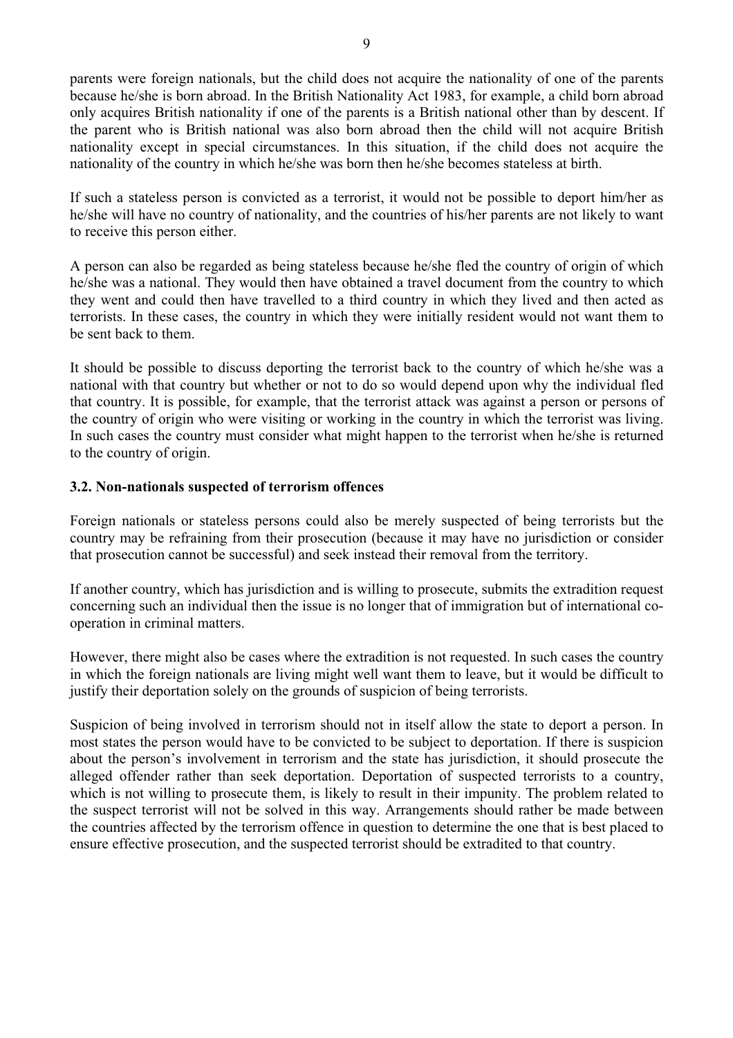parents were foreign nationals, but the child does not acquire the nationality of one of the parents because he/she is born abroad. In the British Nationality Act 1983, for example, a child born abroad only acquires British nationality if one of the parents is a British national other than by descent. If the parent who is British national was also born abroad then the child will not acquire British nationality except in special circumstances. In this situation, if the child does not acquire the nationality of the country in which he/she was born then he/she becomes stateless at birth.

If such a stateless person is convicted as a terrorist, it would not be possible to deport him/her as he/she will have no country of nationality, and the countries of his/her parents are not likely to want to receive this person either.

A person can also be regarded as being stateless because he/she fled the country of origin of which he/she was a national. They would then have obtained a travel document from the country to which they went and could then have travelled to a third country in which they lived and then acted as terrorists. In these cases, the country in which they were initially resident would not want them to be sent back to them.

It should be possible to discuss deporting the terrorist back to the country of which he/she was a national with that country but whether or not to do so would depend upon why the individual fled that country. It is possible, for example, that the terrorist attack was against a person or persons of the country of origin who were visiting or working in the country in which the terrorist was living. In such cases the country must consider what might happen to the terrorist when he/she is returned to the country of origin.

### 3.2. Non-nationals suspected of terrorism offences

Foreign nationals or stateless persons could also be merely suspected of being terrorists but the country may be refraining from their prosecution (because it may have no jurisdiction or consider that prosecution cannot be successful) and seek instead their removal from the territory.

If another country, which has jurisdiction and is willing to prosecute, submits the extradition request concerning such an individual then the issue is no longer that of immigration but of international co-operation in criminal matters.

However, there might also be cases where the extradition is not requested. In such cases the country in which the foreign nationals are living might well want them to leave, but it would be difficult to justify their deportation solely on the grounds of suspicion of being terrorists.

Suspicion of being involved in terrorism should not in itself allow the state to deport a person. In most states the person would have to be convicted to be subject to deportation. If there is suspicion about the person's involvement in terrorism and the state has jurisdiction, it should prosecute the alleged offender rather than seek deportation. Deportation of suspected terrorists to a country, which is not willing to prosecute them, is likely to result in their impunity. The problem related to the suspect terrorist will not be solved in this way. Arrangements should rather be made between the countries affected by the terrorism offence in question to determine the one that is best placed to ensure effective prosecution, and the suspected terrorist should be extradited to that country.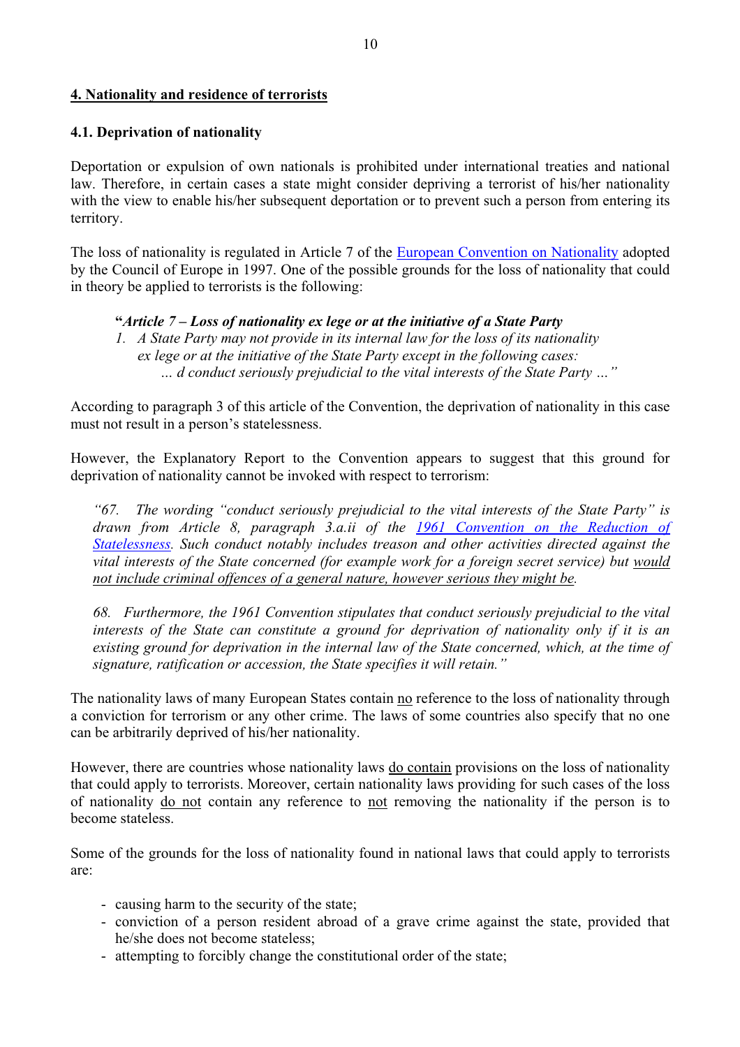## 4. Nationality and residence of terrorists

### 4.1. Deprivation of nationality

Deportation or expulsion of own nationals is prohibited under international treaties and national law. Therefore, in certain cases a state might consider depriving a terrorist of his/her nationality with the view to enable his/her subsequent deportation or to prevent such a person from entering its territory.

The loss of nationality is regulated in Article 7 of the European Convention on Nationality adopted by the Council of Europe in 1997. One of the possible grounds for the loss of nationality that could in theory be applied to terrorists is the following:

> **"*Article 7 – Loss of nationality ex lege or at the initiative of a State Party***
> *1. A State Party may not provide in its internal law for the loss of its nationality ex lege or at the initiative of the State Party except in the following cases:*
> *... d conduct seriously prejudicial to the vital interests of the State Party ..."*

According to paragraph 3 of this article of the Convention, the deprivation of nationality in this case must not result in a person's statelessness.

However, the Explanatory Report to the Convention appears to suggest that this ground for deprivation of nationality cannot be invoked with respect to terrorism:

> *"67. The wording "conduct seriously prejudicial to the vital interests of the State Party" is drawn from Article 8, paragraph 3.a.ii of the 1961 Convention on the Reduction of Statelessness. Such conduct notably includes treason and other activities directed against the vital interests of the State concerned (for example work for a foreign secret service) but would not include criminal offences of a general nature, however serious they might be.*
>
> *68. Furthermore, the 1961 Convention stipulates that conduct seriously prejudicial to the vital interests of the State can constitute a ground for deprivation of nationality only if it is an existing ground for deprivation in the internal law of the State concerned, which, at the time of signature, ratification or accession, the State specifies it will retain."*

The nationality laws of many European States contain no reference to the loss of nationality through a conviction for terrorism or any other crime. The laws of some countries also specify that no one can be arbitrarily deprived of his/her nationality.

However, there are countries whose nationality laws do contain provisions on the loss of nationality that could apply to terrorists. Moreover, certain nationality laws providing for such cases of the loss of nationality do not contain any reference to not removing the nationality if the person is to become stateless.

Some of the grounds for the loss of nationality found in national laws that could apply to terrorists are:

- causing harm to the security of the state;
- conviction of a person resident abroad of a grave crime against the state, provided that he/she does not become stateless;
- attempting to forcibly change the constitutional order of the state;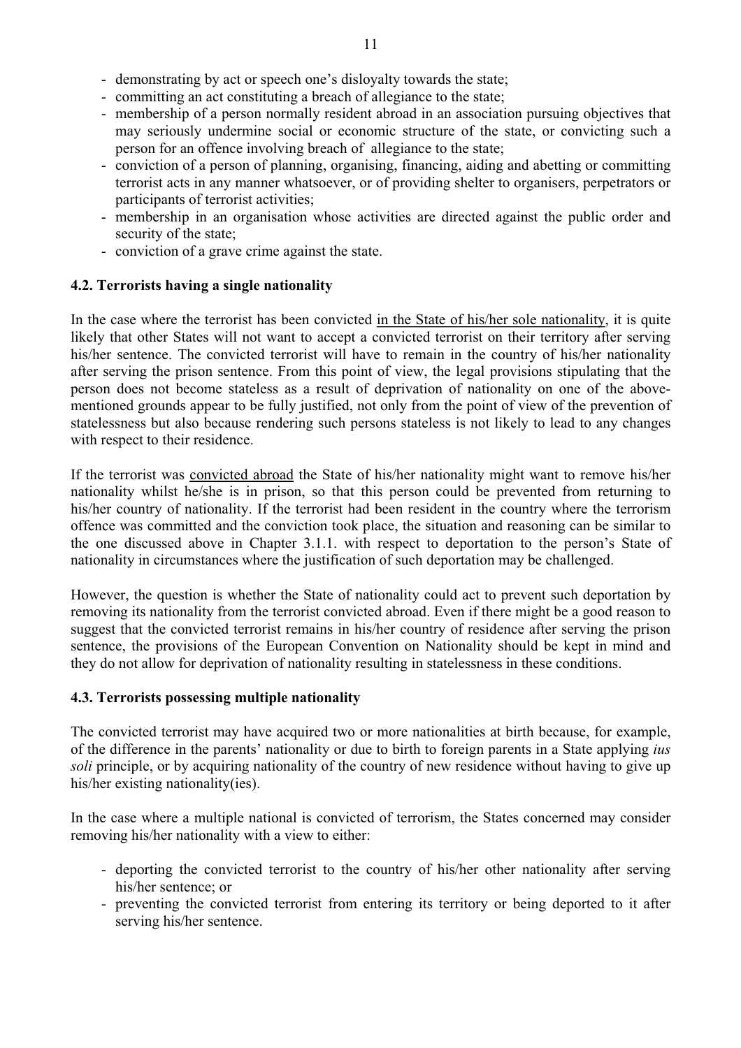- demonstrating by act or speech one's disloyalty towards the state;
- committing an act constituting a breach of allegiance to the state;
- membership of a person normally resident abroad in an association pursuing objectives that may seriously undermine social or economic structure of the state, or convicting such a person for an offence involving breach of allegiance to the state;
- conviction of a person of planning, organising, financing, aiding and abetting or committing terrorist acts in any manner whatsoever, or of providing shelter to organisers, perpetrators or participants of terrorist activities;
- membership in an organisation whose activities are directed against the public order and security of the state;
- conviction of a grave crime against the state.

### 4.2. Terrorists having a single nationality

In the case where the terrorist has been convicted in the State of his/her sole nationality, it is quite likely that other States will not want to accept a convicted terrorist on their territory after serving his/her sentence. The convicted terrorist will have to remain in the country of his/her nationality after serving the prison sentence. From this point of view, the legal provisions stipulating that the person does not become stateless as a result of deprivation of nationality on one of the above-mentioned grounds appear to be fully justified, not only from the point of view of the prevention of statelessness but also because rendering such persons stateless is not likely to lead to any changes with respect to their residence.

If the terrorist was convicted abroad the State of his/her nationality might want to remove his/her nationality whilst he/she is in prison, so that this person could be prevented from returning to his/her country of nationality. If the terrorist had been resident in the country where the terrorism offence was committed and the conviction took place, the situation and reasoning can be similar to the one discussed above in Chapter 3.1.1. with respect to deportation to the person's State of nationality in circumstances where the justification of such deportation may be challenged.

However, the question is whether the State of nationality could act to prevent such deportation by removing its nationality from the terrorist convicted abroad. Even if there might be a good reason to suggest that the convicted terrorist remains in his/her country of residence after serving the prison sentence, the provisions of the European Convention on Nationality should be kept in mind and they do not allow for deprivation of nationality resulting in statelessness in these conditions.

### 4.3. Terrorists possessing multiple nationality

The convicted terrorist may have acquired two or more nationalities at birth because, for example, of the difference in the parents' nationality or due to birth to foreign parents in a State applying *ius soli* principle, or by acquiring nationality of the country of new residence without having to give up his/her existing nationality(ies).

In the case where a multiple national is convicted of terrorism, the States concerned may consider removing his/her nationality with a view to either:

- deporting the convicted terrorist to the country of his/her other nationality after serving his/her sentence; or
- preventing the convicted terrorist from entering its territory or being deported to it after serving his/her sentence.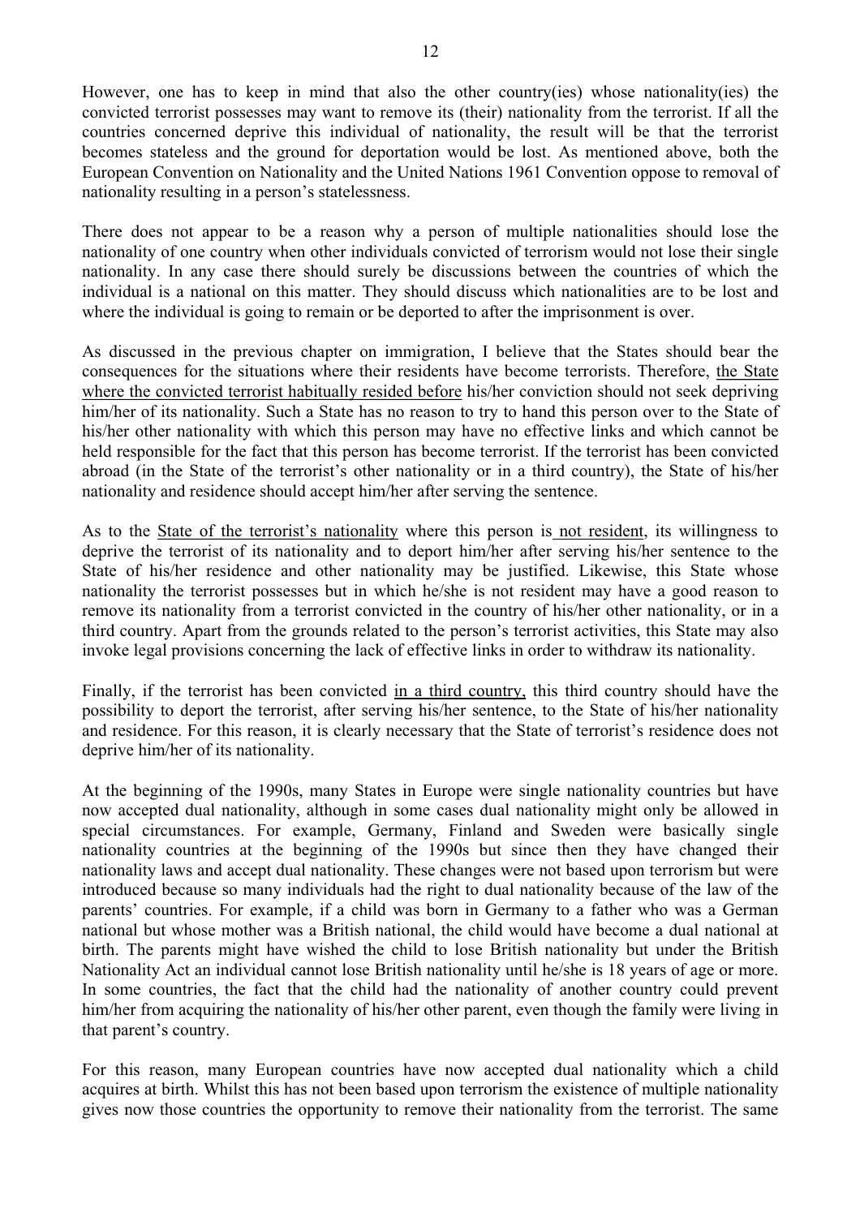However, one has to keep in mind that also the other country(ies) whose nationality(ies) the convicted terrorist possesses may want to remove its (their) nationality from the terrorist. If all the countries concerned deprive this individual of nationality, the result will be that the terrorist becomes stateless and the ground for deportation would be lost. As mentioned above, both the European Convention on Nationality and the United Nations 1961 Convention oppose to removal of nationality resulting in a person's statelessness.

There does not appear to be a reason why a person of multiple nationalities should lose the nationality of one country when other individuals convicted of terrorism would not lose their single nationality. In any case there should surely be discussions between the countries of which the individual is a national on this matter. They should discuss which nationalities are to be lost and where the individual is going to remain or be deported to after the imprisonment is over.

As discussed in the previous chapter on immigration, I believe that the States should bear the consequences for the situations where their residents have become terrorists. Therefore, <u>the State where the convicted terrorist habitually resided before</u> his/her conviction should not seek depriving him/her of its nationality. Such a State has no reason to try to hand this person over to the State of his/her other nationality with which this person may have no effective links and which cannot be held responsible for the fact that this person has become terrorist. If the terrorist has been convicted abroad (in the State of the terrorist's other nationality or in a third country), the State of his/her nationality and residence should accept him/her after serving the sentence.

As to the <u>State of the terrorist's nationality</u> where this person is <u>not resident</u>, its willingness to deprive the terrorist of its nationality and to deport him/her after serving his/her sentence to the State of his/her residence and other nationality may be justified. Likewise, this State whose nationality the terrorist possesses but in which he/she is not resident may have a good reason to remove its nationality from a terrorist convicted in the country of his/her other nationality, or in a third country. Apart from the grounds related to the person's terrorist activities, this State may also invoke legal provisions concerning the lack of effective links in order to withdraw its nationality.

Finally, if the terrorist has been convicted <u>in a third country,</u> this third country should have the possibility to deport the terrorist, after serving his/her sentence, to the State of his/her nationality and residence. For this reason, it is clearly necessary that the State of terrorist's residence does not deprive him/her of its nationality.

At the beginning of the 1990s, many States in Europe were single nationality countries but have now accepted dual nationality, although in some cases dual nationality might only be allowed in special circumstances. For example, Germany, Finland and Sweden were basically single nationality countries at the beginning of the 1990s but since then they have changed their nationality laws and accept dual nationality. These changes were not based upon terrorism but were introduced because so many individuals had the right to dual nationality because of the law of the parents' countries. For example, if a child was born in Germany to a father who was a German national but whose mother was a British national, the child would have become a dual national at birth. The parents might have wished the child to lose British nationality but under the British Nationality Act an individual cannot lose British nationality until he/she is 18 years of age or more. In some countries, the fact that the child had the nationality of another country could prevent him/her from acquiring the nationality of his/her other parent, even though the family were living in that parent's country.

For this reason, many European countries have now accepted dual nationality which a child acquires at birth. Whilst this has not been based upon terrorism the existence of multiple nationality gives now those countries the opportunity to remove their nationality from the terrorist. The same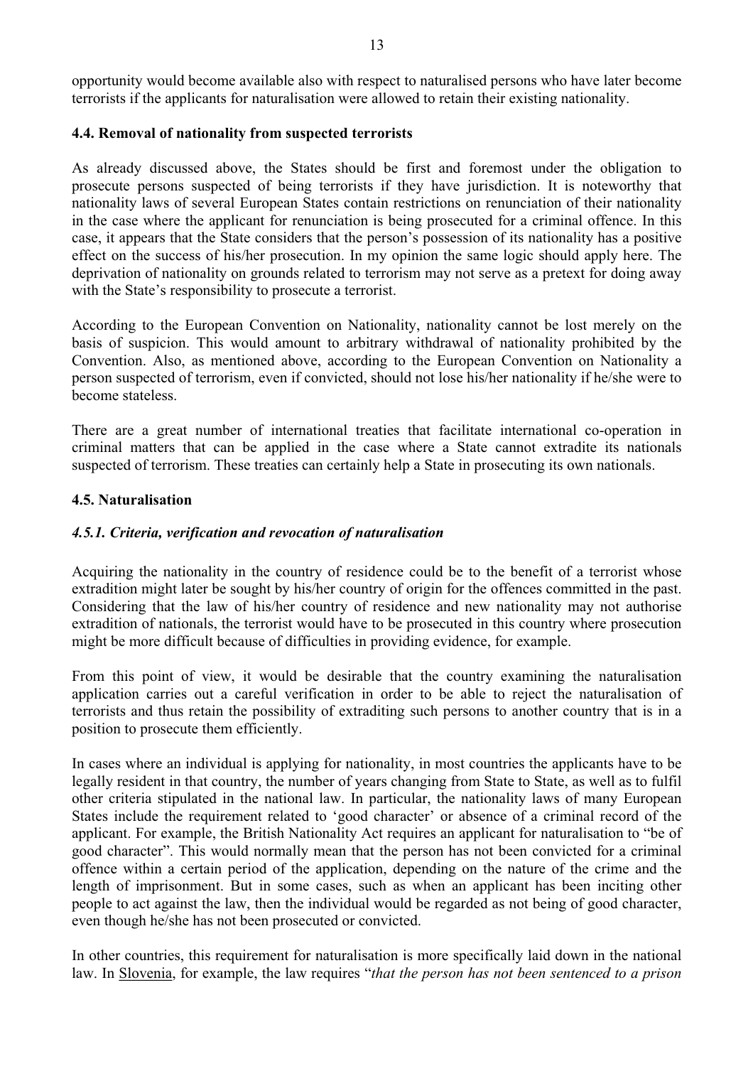opportunity would become available also with respect to naturalised persons who have later become terrorists if the applicants for naturalisation were allowed to retain their existing nationality.

### 4.4. Removal of nationality from suspected terrorists

As already discussed above, the States should be first and foremost under the obligation to prosecute persons suspected of being terrorists if they have jurisdiction. It is noteworthy that nationality laws of several European States contain restrictions on renunciation of their nationality in the case where the applicant for renunciation is being prosecuted for a criminal offence. In this case, it appears that the State considers that the person's possession of its nationality has a positive effect on the success of his/her prosecution. In my opinion the same logic should apply here. The deprivation of nationality on grounds related to terrorism may not serve as a pretext for doing away with the State's responsibility to prosecute a terrorist.

According to the European Convention on Nationality, nationality cannot be lost merely on the basis of suspicion. This would amount to arbitrary withdrawal of nationality prohibited by the Convention. Also, as mentioned above, according to the European Convention on Nationality a person suspected of terrorism, even if convicted, should not lose his/her nationality if he/she were to become stateless.

There are a great number of international treaties that facilitate international co-operation in criminal matters that can be applied in the case where a State cannot extradite its nationals suspected of terrorism. These treaties can certainly help a State in prosecuting its own nationals.

### 4.5. Naturalisation

#### *4.5.1. Criteria, verification and revocation of naturalisation*

Acquiring the nationality in the country of residence could be to the benefit of a terrorist whose extradition might later be sought by his/her country of origin for the offences committed in the past. Considering that the law of his/her country of residence and new nationality may not authorise extradition of nationals, the terrorist would have to be prosecuted in this country where prosecution might be more difficult because of difficulties in providing evidence, for example.

From this point of view, it would be desirable that the country examining the naturalisation application carries out a careful verification in order to be able to reject the naturalisation of terrorists and thus retain the possibility of extraditing such persons to another country that is in a position to prosecute them efficiently.

In cases where an individual is applying for nationality, in most countries the applicants have to be legally resident in that country, the number of years changing from State to State, as well as to fulfil other criteria stipulated in the national law. In particular, the nationality laws of many European States include the requirement related to 'good character' or absence of a criminal record of the applicant. For example, the British Nationality Act requires an applicant for naturalisation to "be of good character". This would normally mean that the person has not been convicted for a criminal offence within a certain period of the application, depending on the nature of the crime and the length of imprisonment. But in some cases, such as when an applicant has been inciting other people to act against the law, then the individual would be regarded as not being of good character, even though he/she has not been prosecuted or convicted.

In other countries, this requirement for naturalisation is more specifically laid down in the national law. In <u>Slovenia</u>, for example, the law requires "*that the person has not been sentenced to a prison*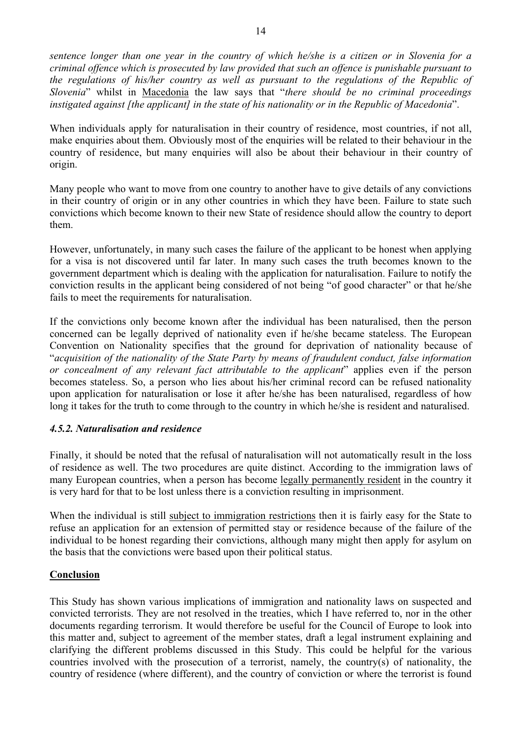*sentence longer than one year in the country of which he/she is a citizen or in Slovenia for a criminal offence which is prosecuted by law provided that such an offence is punishable pursuant to the regulations of his/her country as well as pursuant to the regulations of the Republic of Slovenia*" whilst in Macedonia the law says that "*there should be no criminal proceedings instigated against [the applicant] in the state of his nationality or in the Republic of Macedonia*".

When individuals apply for naturalisation in their country of residence, most countries, if not all, make enquiries about them. Obviously most of the enquiries will be related to their behaviour in the country of residence, but many enquiries will also be about their behaviour in their country of origin.

Many people who want to move from one country to another have to give details of any convictions in their country of origin or in any other countries in which they have been. Failure to state such convictions which become known to their new State of residence should allow the country to deport them.

However, unfortunately, in many such cases the failure of the applicant to be honest when applying for a visa is not discovered until far later. In many such cases the truth becomes known to the government department which is dealing with the application for naturalisation. Failure to notify the conviction results in the applicant being considered of not being "of good character" or that he/she fails to meet the requirements for naturalisation.

If the convictions only become known after the individual has been naturalised, then the person concerned can be legally deprived of nationality even if he/she became stateless. The European Convention on Nationality specifies that the ground for deprivation of nationality because of "*acquisition of the nationality of the State Party by means of fraudulent conduct, false information or concealment of any relevant fact attributable to the applicant*" applies even if the person becomes stateless. So, a person who lies about his/her criminal record can be refused nationality upon application for naturalisation or lose it after he/she has been naturalised, regardless of how long it takes for the truth to come through to the country in which he/she is resident and naturalised.

#### *4.5.2. Naturalisation and residence*

Finally, it should be noted that the refusal of naturalisation will not automatically result in the loss of residence as well. The two procedures are quite distinct. According to the immigration laws of many European countries, when a person has become legally permanently resident in the country it is very hard for that to be lost unless there is a conviction resulting in imprisonment.

When the individual is still subject to immigration restrictions then it is fairly easy for the State to refuse an application for an extension of permitted stay or residence because of the failure of the individual to be honest regarding their convictions, although many might then apply for asylum on the basis that the convictions were based upon their political status.

## **Conclusion**

This Study has shown various implications of immigration and nationality laws on suspected and convicted terrorists. They are not resolved in the treaties, which I have referred to, nor in the other documents regarding terrorism. It would therefore be useful for the Council of Europe to look into this matter and, subject to agreement of the member states, draft a legal instrument explaining and clarifying the different problems discussed in this Study. This could be helpful for the various countries involved with the prosecution of a terrorist, namely, the country(s) of nationality, the country of residence (where different), and the country of conviction or where the terrorist is found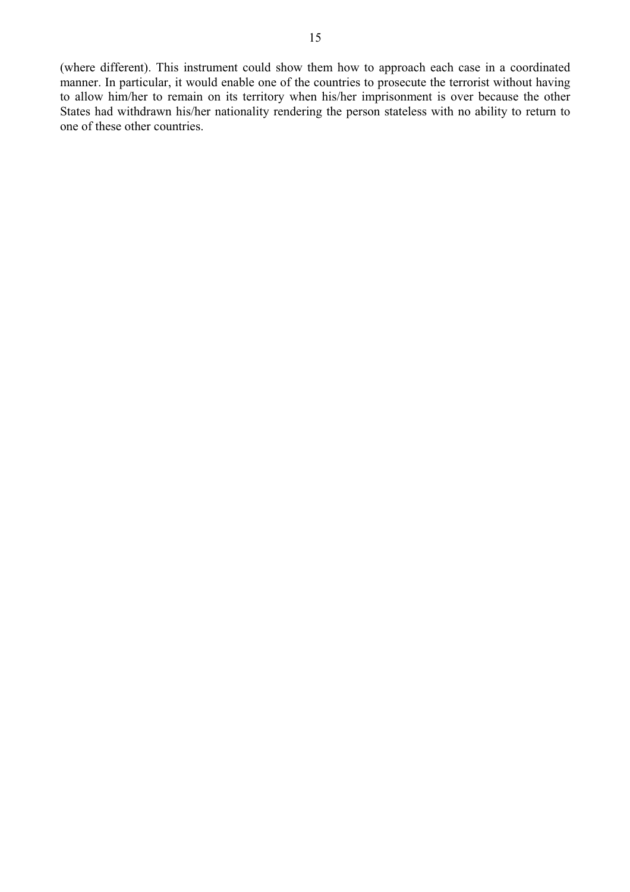(where different). This instrument could show them how to approach each case in a coordinated manner. In particular, it would enable one of the countries to prosecute the terrorist without having to allow him/her to remain on its territory when his/her imprisonment is over because the other States had withdrawn his/her nationality rendering the person stateless with no ability to return to one of these other countries.